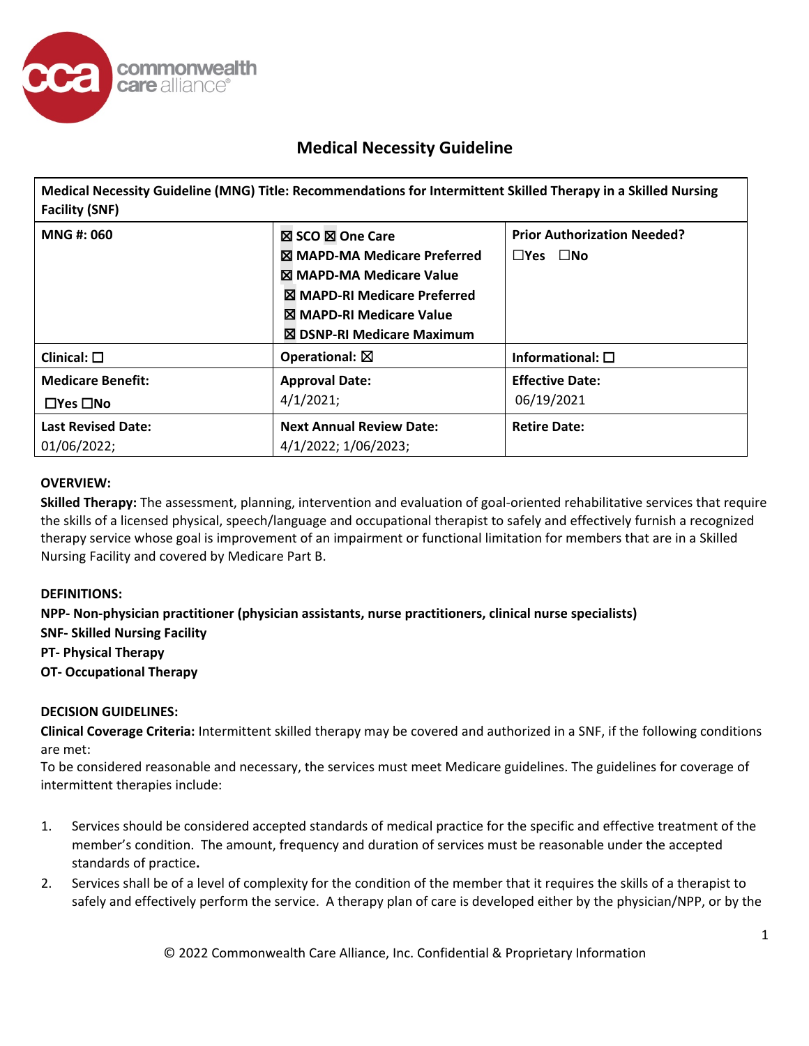# Medical Necessity Guideline

| Medical Necessity Guideline (MNG) Title: Recommendations for Intermittent Skilled Therapy in a Skilled Nursing Facility (SNF) | | |
|---|---|---|
| **MNG #: 060** | ☒ SCO ☒ One Care<br>☒ MAPD-MA Medicare Preferred<br>☒ MAPD-MA Medicare Value<br>☒ MAPD-RI Medicare Preferred<br>☒ MAPD-RI Medicare Value<br>☒ DSNP-RI Medicare Maximum | **Prior Authorization Needed?**<br>☐Yes ☐No |
| **Clinical:** ☐ | **Operational:** ☒ | **Informational:** ☐ |
| **Medicare Benefit:**<br>☐Yes ☐No | **Approval Date:**<br>4/1/2021; | **Effective Date:**<br>06/19/2021 |
| **Last Revised Date:**<br>01/06/2022; | **Next Annual Review Date:**<br>4/1/2022; 1/06/2023; | **Retire Date:** |

**OVERVIEW:**

**Skilled Therapy:** The assessment, planning, intervention and evaluation of goal-oriented rehabilitative services that require the skills of a licensed physical, speech/language and occupational therapist to safely and effectively furnish a recognized therapy service whose goal is improvement of an impairment or functional limitation for members that are in a Skilled Nursing Facility and covered by Medicare Part B.

**DEFINITIONS:**

**NPP- Non-physician practitioner (physician assistants, nurse practitioners, clinical nurse specialists)**
**SNF- Skilled Nursing Facility**
**PT- Physical Therapy**
**OT- Occupational Therapy**

**DECISION GUIDELINES:**

**Clinical Coverage Criteria:** Intermittent skilled therapy may be covered and authorized in a SNF, if the following conditions are met:

To be considered reasonable and necessary, the services must meet Medicare guidelines. The guidelines for coverage of intermittent therapies include:

1. Services should be considered accepted standards of medical practice for the specific and effective treatment of the member's condition. The amount, frequency and duration of services must be reasonable under the accepted standards of practice**.**
2. Services shall be of a level of complexity for the condition of the member that it requires the skills of a therapist to safely and effectively perform the service. A therapy plan of care is developed either by the physician/NPP, or by the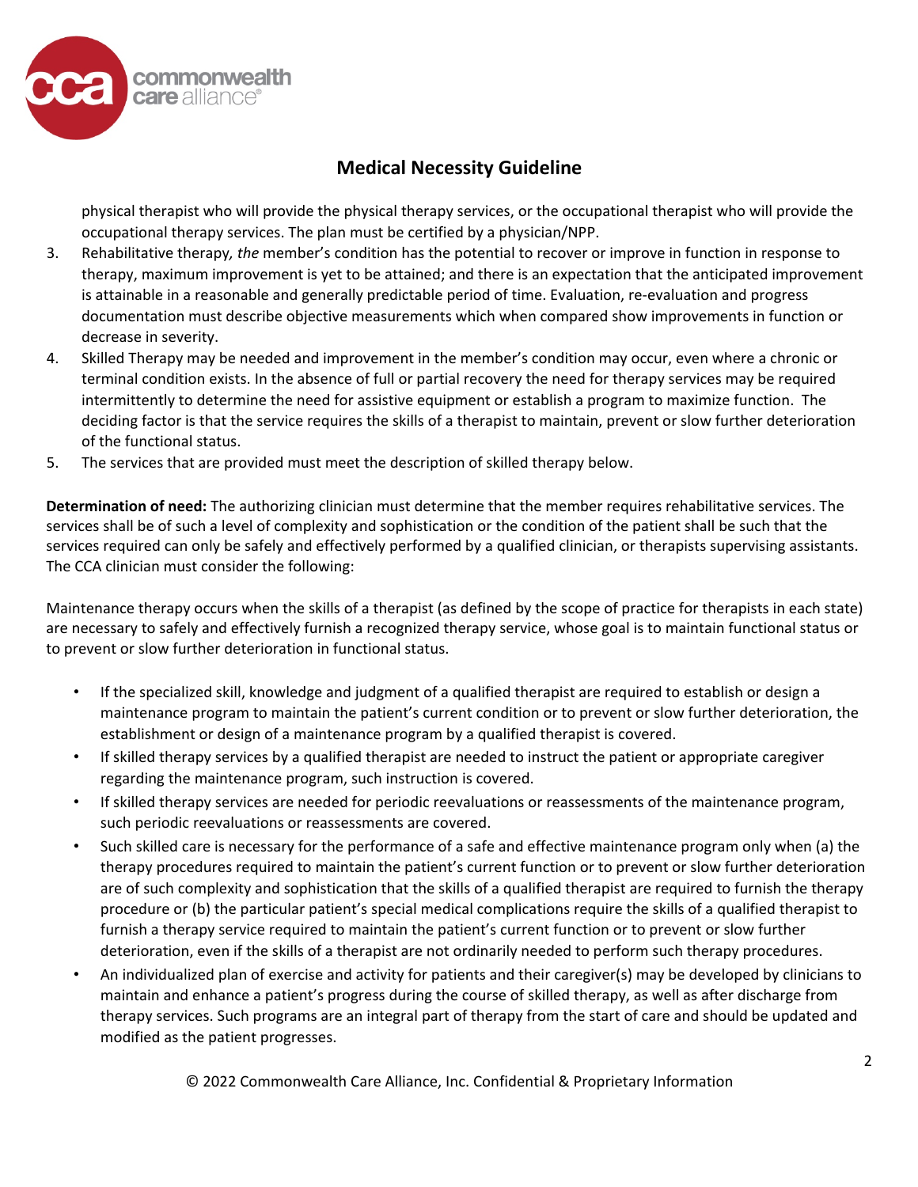physical therapist who will provide the physical therapy services, or the occupational therapist who will provide the occupational therapy services. The plan must be certified by a physician/NPP.

3. Rehabilitative therapy, *the* member's condition has the potential to recover or improve in function in response to therapy, maximum improvement is yet to be attained; and there is an expectation that the anticipated improvement is attainable in a reasonable and generally predictable period of time. Evaluation, re-evaluation and progress documentation must describe objective measurements which when compared show improvements in function or decrease in severity.
4. Skilled Therapy may be needed and improvement in the member's condition may occur, even where a chronic or terminal condition exists. In the absence of full or partial recovery the need for therapy services may be required intermittently to determine the need for assistive equipment or establish a program to maximize function. The deciding factor is that the service requires the skills of a therapist to maintain, prevent or slow further deterioration of the functional status.
5. The services that are provided must meet the description of skilled therapy below.

**Determination of need:** The authorizing clinician must determine that the member requires rehabilitative services. The services shall be of such a level of complexity and sophistication or the condition of the patient shall be such that the services required can only be safely and effectively performed by a qualified clinician, or therapists supervising assistants. The CCA clinician must consider the following:

Maintenance therapy occurs when the skills of a therapist (as defined by the scope of practice for therapists in each state) are necessary to safely and effectively furnish a recognized therapy service, whose goal is to maintain functional status or to prevent or slow further deterioration in functional status.

- If the specialized skill, knowledge and judgment of a qualified therapist are required to establish or design a maintenance program to maintain the patient's current condition or to prevent or slow further deterioration, the establishment or design of a maintenance program by a qualified therapist is covered.
- If skilled therapy services by a qualified therapist are needed to instruct the patient or appropriate caregiver regarding the maintenance program, such instruction is covered.
- If skilled therapy services are needed for periodic reevaluations or reassessments of the maintenance program, such periodic reevaluations or reassessments are covered.
- Such skilled care is necessary for the performance of a safe and effective maintenance program only when (a) the therapy procedures required to maintain the patient's current function or to prevent or slow further deterioration are of such complexity and sophistication that the skills of a qualified therapist are required to furnish the therapy procedure or (b) the particular patient's special medical complications require the skills of a qualified therapist to furnish a therapy service required to maintain the patient's current function or to prevent or slow further deterioration, even if the skills of a therapist are not ordinarily needed to perform such therapy procedures.
- An individualized plan of exercise and activity for patients and their caregiver(s) may be developed by clinicians to maintain and enhance a patient's progress during the course of skilled therapy, as well as after discharge from therapy services. Such programs are an integral part of therapy from the start of care and should be updated and modified as the patient progresses.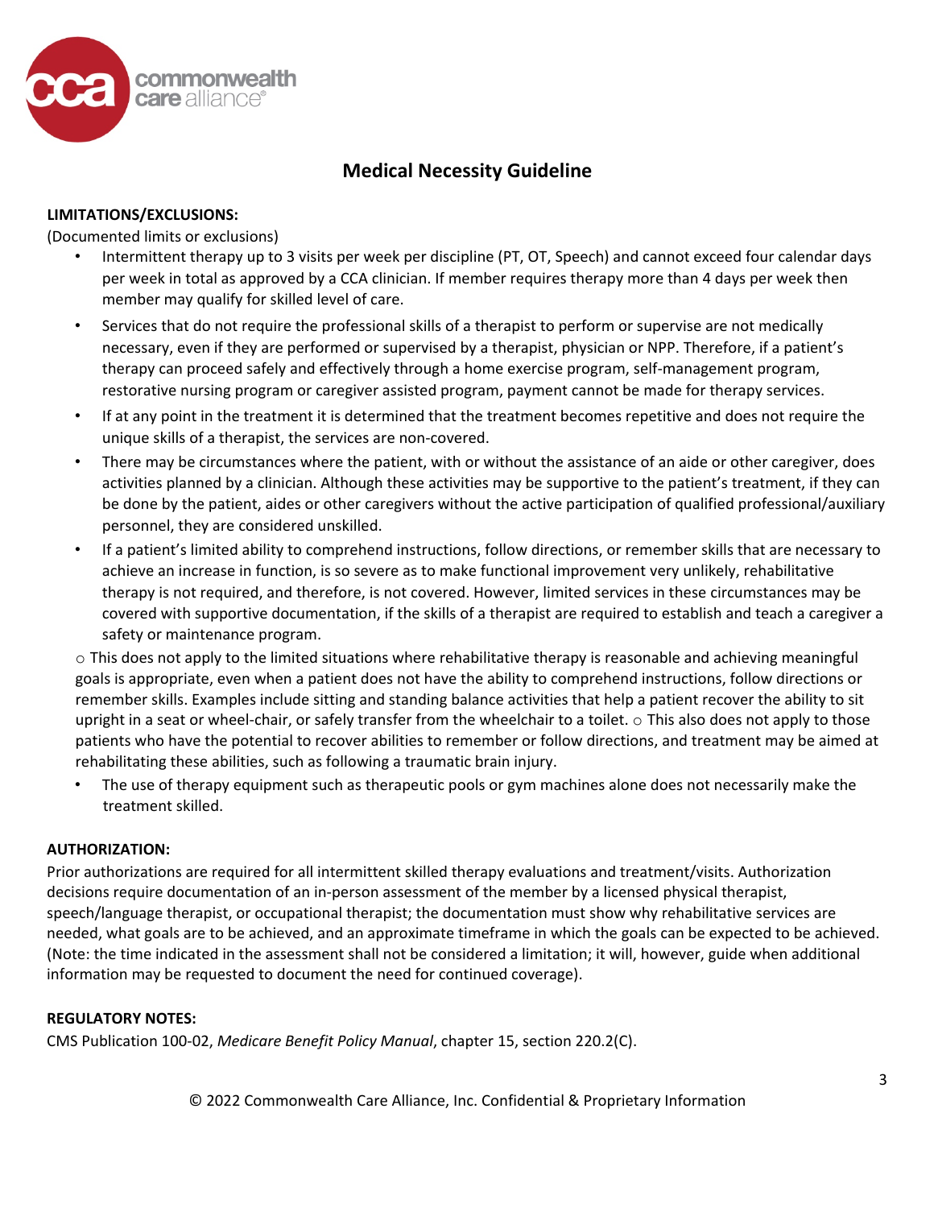## Medical Necessity Guideline

**LIMITATIONS/EXCLUSIONS:**

(Documented limits or exclusions)

- Intermittent therapy up to 3 visits per week per discipline (PT, OT, Speech) and cannot exceed four calendar days per week in total as approved by a CCA clinician. If member requires therapy more than 4 days per week then member may qualify for skilled level of care.
- Services that do not require the professional skills of a therapist to perform or supervise are not medically necessary, even if they are performed or supervised by a therapist, physician or NPP. Therefore, if a patient's therapy can proceed safely and effectively through a home exercise program, self-management program, restorative nursing program or caregiver assisted program, payment cannot be made for therapy services.
- If at any point in the treatment it is determined that the treatment becomes repetitive and does not require the unique skills of a therapist, the services are non-covered.
- There may be circumstances where the patient, with or without the assistance of an aide or other caregiver, does activities planned by a clinician. Although these activities may be supportive to the patient's treatment, if they can be done by the patient, aides or other caregivers without the active participation of qualified professional/auxiliary personnel, they are considered unskilled.
- If a patient's limited ability to comprehend instructions, follow directions, or remember skills that are necessary to achieve an increase in function, is so severe as to make functional improvement very unlikely, rehabilitative therapy is not required, and therefore, is not covered. However, limited services in these circumstances may be covered with supportive documentation, if the skills of a therapist are required to establish and teach a caregiver a safety or maintenance program.

○ This does not apply to the limited situations where rehabilitative therapy is reasonable and achieving meaningful goals is appropriate, even when a patient does not have the ability to comprehend instructions, follow directions or remember skills. Examples include sitting and standing balance activities that help a patient recover the ability to sit upright in a seat or wheel-chair, or safely transfer from the wheelchair to a toilet. ○ This also does not apply to those patients who have the potential to recover abilities to remember or follow directions, and treatment may be aimed at rehabilitating these abilities, such as following a traumatic brain injury.

- The use of therapy equipment such as therapeutic pools or gym machines alone does not necessarily make the treatment skilled.

**AUTHORIZATION:**

Prior authorizations are required for all intermittent skilled therapy evaluations and treatment/visits. Authorization decisions require documentation of an in-person assessment of the member by a licensed physical therapist, speech/language therapist, or occupational therapist; the documentation must show why rehabilitative services are needed, what goals are to be achieved, and an approximate timeframe in which the goals can be expected to be achieved. (Note: the time indicated in the assessment shall not be considered a limitation; it will, however, guide when additional information may be requested to document the need for continued coverage).

**REGULATORY NOTES:**

CMS Publication 100-02, *Medicare Benefit Policy Manual*, chapter 15, section 220.2(C).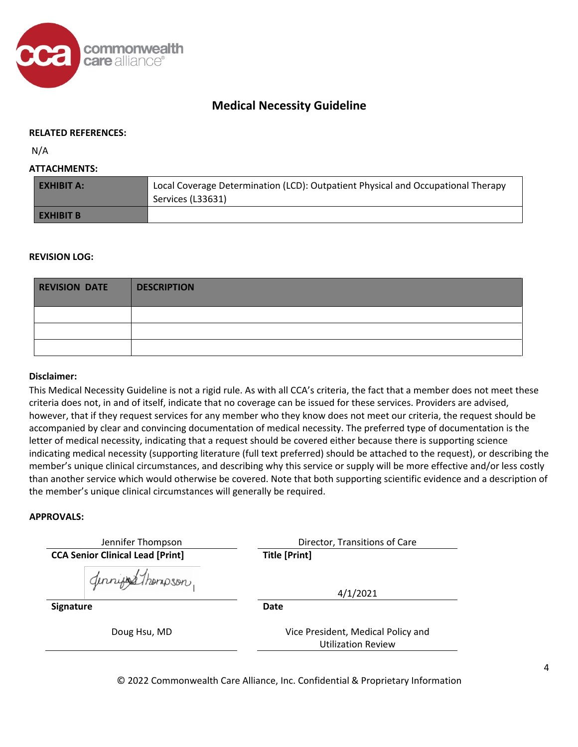## Medical Necessity Guideline

**RELATED REFERENCES:**

N/A

**ATTACHMENTS:**

| **EXHIBIT A:** | Local Coverage Determination (LCD): Outpatient Physical and Occupational Therapy Services (L33631) |
|---|---|
| **EXHIBIT B** | |

**REVISION LOG:**

| **REVISION DATE** | **DESCRIPTION** |
|---|---|
| | |
| | |
| | |

**Disclaimer:**

This Medical Necessity Guideline is not a rigid rule. As with all CCA's criteria, the fact that a member does not meet these criteria does not, in and of itself, indicate that no coverage can be issued for these services. Providers are advised, however, that if they request services for any member who they know does not meet our criteria, the request should be accompanied by clear and convincing documentation of medical necessity. The preferred type of documentation is the letter of medical necessity, indicating that a request should be covered either because there is supporting science indicating medical necessity (supporting literature (full text preferred) should be attached to the request), or describing the member's unique clinical circumstances, and describing why this service or supply will be more effective and/or less costly than another service which would otherwise be covered. Note that both supporting scientific evidence and a description of the member's unique clinical circumstances will generally be required.

**APPROVALS:**

| | |
|---|---|
| Jennifer Thompson | Director, Transitions of Care |
| **CCA Senior Clinical Lead [Print]** | **Title [Print]** |
| Jennifer Thompson (signature) | 4/1/2021 |
| **Signature** | **Date** |
| Doug Hsu, MD | Vice President, Medical Policy and Utilization Review |

© 2022 Commonwealth Care Alliance, Inc. Confidential & Proprietary Information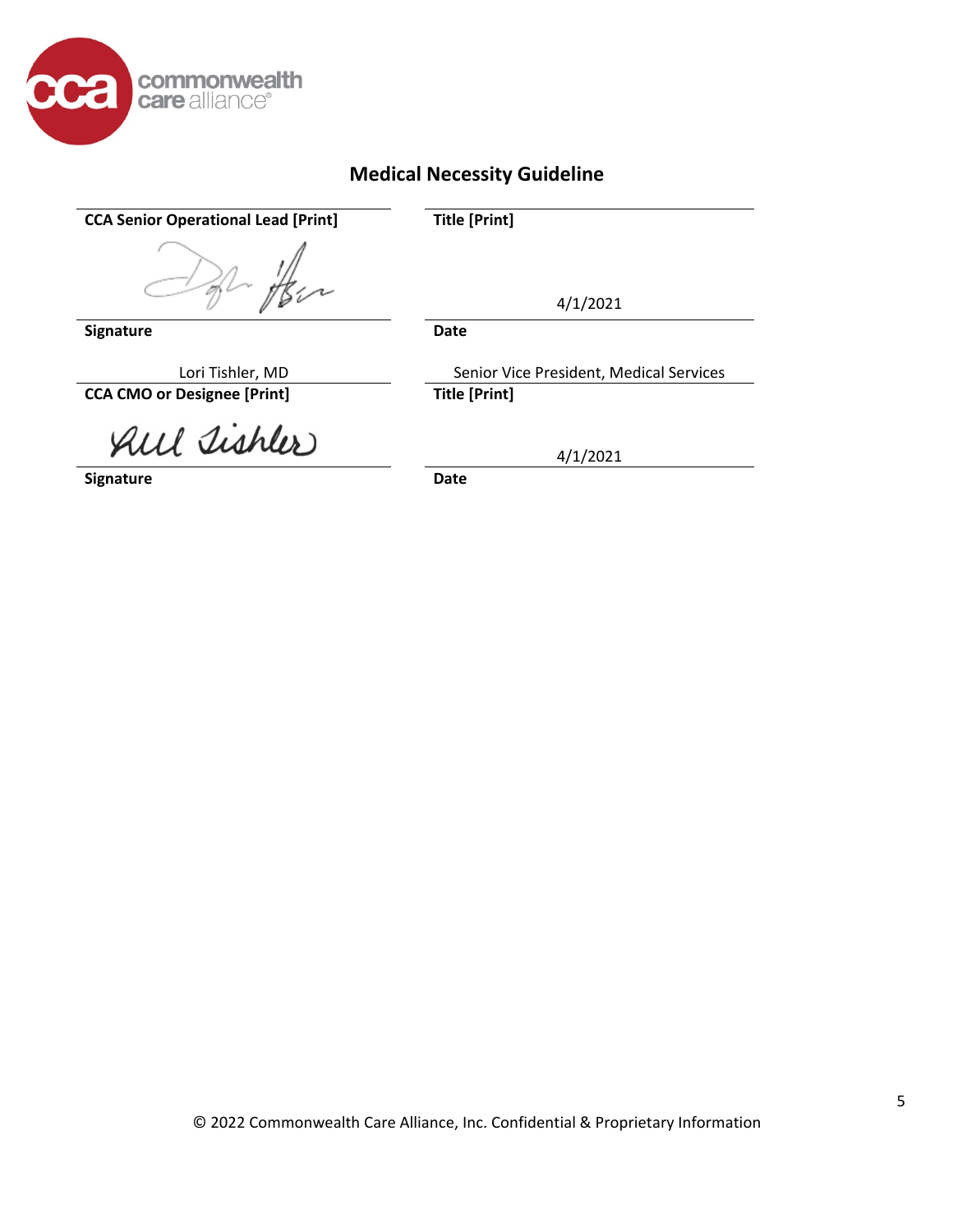## Medical Necessity Guideline

| | |
|---|---|
| **CCA Senior Operational Lead [Print]** | **Title [Print]** |
| | 4/1/2021 |
| **Signature** | **Date** |
| Lori Tishler, MD | Senior Vice President, Medical Services |
| **CCA CMO or Designee [Print]** | **Title [Print]** |
| | 4/1/2021 |
| **Signature** | **Date** |

© 2022 Commonwealth Care Alliance, Inc. Confidential & Proprietary Information